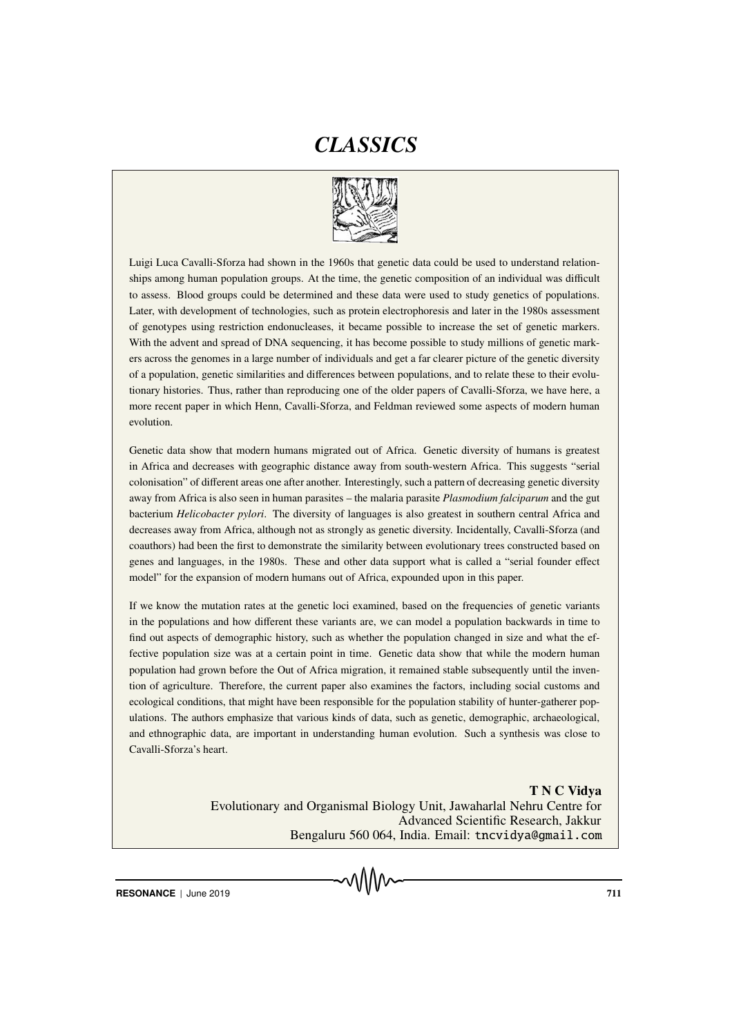# *CLASSICS*

Luigi Luca Cavalli-Sforza had shown in the 1960s that genetic data could be used to understand relationships among human population groups. At the time, the genetic composition of an individual was difficult to assess. Blood groups could be determined and these data were used to study genetics of populations. Later, with development of technologies, such as protein electrophoresis and later in the 1980s assessment of genotypes using restriction endonucleases, it became possible to increase the set of genetic markers. With the advent and spread of DNA sequencing, it has become possible to study millions of genetic markers across the genomes in a large number of individuals and get a far clearer picture of the genetic diversity of a population, genetic similarities and differences between populations, and to relate these to their evolutionary histories. Thus, rather than reproducing one of the older papers of Cavalli-Sforza, we have here, a more recent paper in which Henn, Cavalli-Sforza, and Feldman reviewed some aspects of modern human evolution.

Genetic data show that modern humans migrated out of Africa. Genetic diversity of humans is greatest in Africa and decreases with geographic distance away from south-western Africa. This suggests "serial colonisation" of different areas one after another. Interestingly, such a pattern of decreasing genetic diversity away from Africa is also seen in human parasites – the malaria parasite *Plasmodium falciparum* and the gut bacterium *Helicobacter pylori*. The diversity of languages is also greatest in southern central Africa and decreases away from Africa, although not as strongly as genetic diversity. Incidentally, Cavalli-Sforza (and coauthors) had been the first to demonstrate the similarity between evolutionary trees constructed based on genes and languages, in the 1980s. These and other data support what is called a "serial founder effect model" for the expansion of modern humans out of Africa, expounded upon in this paper.

If we know the mutation rates at the genetic loci examined, based on the frequencies of genetic variants in the populations and how different these variants are, we can model a population backwards in time to find out aspects of demographic history, such as whether the population changed in size and what the effective population size was at a certain point in time. Genetic data show that while the modern human population had grown before the Out of Africa migration, it remained stable subsequently until the invention of agriculture. Therefore, the current paper also examines the factors, including social customs and ecological conditions, that might have been responsible for the population stability of hunter-gatherer populations. The authors emphasize that various kinds of data, such as genetic, demographic, archaeological, and ethnographic data, are important in understanding human evolution. Such a synthesis was close to Cavalli-Sforza's heart.

**T N C Vidya**
Evolutionary and Organismal Biology Unit, Jawaharlal Nehru Centre for Advanced Scientific Research, Jakkur
Bengaluru 560 064, India. Email: tncvidya@gmail.com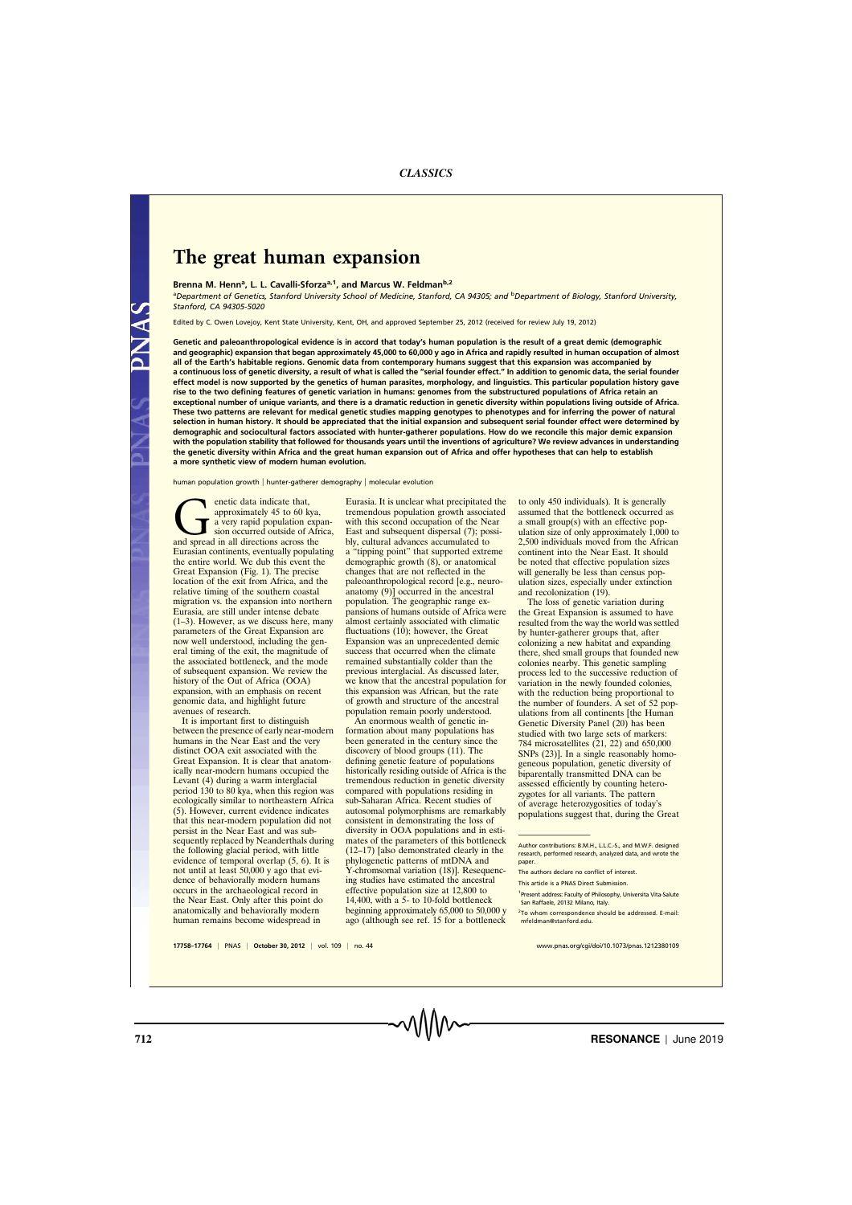# The great human expansion

**Brenna M. Henn[a], L. L. Cavalli-Sforza[a,1], and Marcus W. Feldman[b,2]**

[a]Department of Genetics, Stanford University School of Medicine, Stanford, CA 94305; and [b]Department of Biology, Stanford University, Stanford, CA 94305-5020

Edited by C. Owen Lovejoy, Kent State University, Kent, OH, and approved September 25, 2012 (received for review July 19, 2012)

**Genetic and paleoanthropological evidence is in accord that today's human population is the result of a great demic (demographic and geographic) expansion that began approximately 45,000 to 60,000 y ago in Africa and rapidly resulted in human occupation of almost all of the Earth's habitable regions. Genomic data from contemporary humans suggest that this expansion was accompanied by a continuous loss of genetic diversity, a result of what is called the "serial founder effect." In addition to genomic data, the serial founder effect model is now supported by the genetics of human parasites, morphology, and linguistics. This particular population history gave rise to the two defining features of genetic variation in humans: genomes from the substructured populations of Africa retain an exceptional number of unique variants, and there is a dramatic reduction in genetic diversity within populations living outside of Africa. These two patterns are relevant for medical genetic studies mapping genotypes to phenotypes and for inferring the power of natural selection in human history. It should be appreciated that the initial expansion and subsequent serial founder effect were determined by demographic and sociocultural factors associated with hunter-gatherer populations. How do we reconcile this major demic expansion with the population stability that followed for thousands years until the inventions of agriculture? We review advances in understanding the genetic diversity within Africa and the great human expansion out of Africa and offer hypotheses that can help to establish a more synthetic view of modern human evolution.**

human population growth | hunter-gatherer demography | molecular evolution

Genetic data indicate that, approximately 45 to 60 kya, a very rapid population expansion occurred outside of Africa, and spread in all directions across the Eurasian continents, eventually populating the entire world. We dub this event the Great Expansion (Fig. 1). The precise location of the exit from Africa, and the relative timing of the southern coastal migration vs. the expansion into northern Eurasia, are still under intense debate (1–3). However, as we discuss here, many parameters of the Great Expansion are now well understood, including the general timing of the exit, the magnitude of the associated bottleneck, and the mode of subsequent expansion. We review the history of the Out of Africa (OOA) expansion, with an emphasis on recent genomic data, and highlight future avenues of research.

It is important first to distinguish between the presence of early near-modern humans in the Near East and the very distinct OOA exit associated with the Great Expansion. It is clear that anatomically near-modern humans occupied the Levant (4) during a warm interglacial period 130 to 80 kya, when this region was ecologically similar to northeastern Africa (5). However, current evidence indicates that this near-modern population did not persist in the Near East and was subsequently replaced by Neanderthals during the following glacial period, with little evidence of temporal overlap (5, 6). It is not until at least 50,000 y ago that evidence of behaviorally modern humans occurs in the archaeological record in the Near East. Only after this point do anatomically and behaviorally modern human remains become widespread in Eurasia. It is unclear what precipitated the tremendous population growth associated with this second occupation of the Near East and subsequent dispersal (7); possibly, cultural advances accumulated to a "tipping point" that supported extreme demographic growth (8), or anatomical changes that are not reflected in the paleoanthropological record [e.g., neuroanatomy (9)] occurred in the ancestral population. The geographic range expansions of humans outside of Africa were almost certainly associated with climatic fluctuations (10); however, the Great Expansion was an unprecedented demic success that occurred when the climate remained substantially colder than the previous interglacial. As discussed later, we know that the ancestral population for this expansion was African, but the rate of growth and structure of the ancestral population remain poorly understood.

An enormous wealth of genetic information about many populations has been generated in the century since the discovery of blood groups (11). The defining genetic feature of populations historically residing outside of Africa is the tremendous reduction in genetic diversity compared with populations residing in sub-Saharan Africa. Recent studies of autosomal polymorphisms are remarkably consistent in demonstrating the loss of diversity in OOA populations and in estimates of the parameters of this bottleneck (12–17) [also demonstrated clearly in the phylogenetic patterns of mtDNA and Y-chromosomal variation (18)]. Resequencing studies have estimated the ancestral effective population size at 12,800 to 14,400, with a 5- to 10-fold bottleneck beginning approximately 65,000 to 50,000 y ago (although see ref. 15 for a bottleneck to only 450 individuals). It is generally assumed that the bottleneck occurred as a small group(s) with an effective population size of only approximately 1,000 to 2,500 individuals moved from the African continent into the Near East. It should be noted that effective population sizes will generally be less than census population sizes, especially under extinction and recolonization (19).

The loss of genetic variation during the Great Expansion is assumed to have resulted from the way the world was settled by hunter-gatherer groups that, after colonizing a new habitat and expanding there, shed small groups that founded new colonies nearby. This genetic sampling process led to the successive reduction of variation in the newly founded colonies, with the reduction being proportional to the number of founders. A set of 52 populations from all continents [the Human Genetic Diversity Panel (20)] has been studied with two large sets of markers: 784 microsatellites (21, 22) and 650,000 SNPs (23)]. In a single reasonably homogeneous population, genetic diversity of biparentally transmitted DNA can be assessed efficiently by counting heterozygotes for all variants. The pattern of average heterozygosities of today's populations suggest that, during the Great

---

Author contributions: B.M.H., L.L.C.-S., and M.W.F. designed research, performed research, analyzed data, and wrote the paper.

The authors declare no conflict of interest.

This article is a PNAS Direct Submission.

[1]Present address: Faculty of Philosophy, Universita Vita-Salute San Raffaele, 20132 Milano, Italy.

[2]To whom correspondence should be addressed. E-mail: mfeldman@stanford.edu.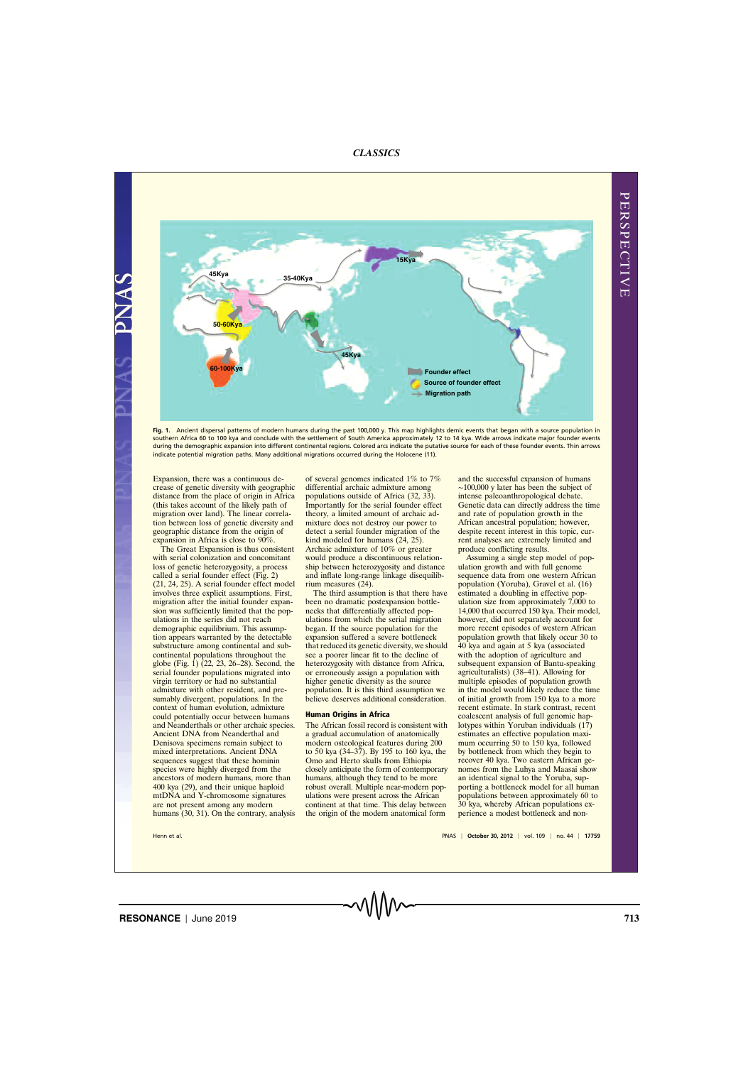Fig. 1. Ancient dispersal patterns of modern humans during the past 100,000 y. This map highlights demic events that began with a source population in southern Africa 60 to 100 kya and conclude with the settlement of South America approximately 12 to 14 kya. Wide arrows indicate major founder events during the demographic expansion into different continental regions. Colored arcs indicate the putative source for each of these founder events. Thin arrows indicate potential migration paths. Many additional migrations occurred during the Holocene (11).

Expansion, there was a continuous decrease of genetic diversity with geographic distance from the place of origin in Africa (this takes account of the likely path of migration over land). The linear correlation between loss of genetic diversity and geographic distance from the origin of expansion in Africa is close to 90%.

The Great Expansion is thus consistent with serial colonization and concomitant loss of genetic heterozygosity, a process called a serial founder effect (Fig. 2) (21, 24, 25). A serial founder effect model involves three explicit assumptions. First, migration after the initial founder expansion was sufficiently limited that the populations in the series did not reach demographic equilibrium. This assumption appears warranted by the detectable substructure among continental and subcontinental populations throughout the globe (Fig. 1) (22, 23, 26–28). Second, the serial founder populations migrated into virgin territory or had no substantial admixture with other resident, and presumably divergent, populations. In the context of human evolution, admixture could potentially occur between humans and Neanderthals or other archaic species. Ancient DNA from Neanderthal and Denisova specimens remain subject to mixed interpretations. Ancient DNA sequences suggest that these hominin species were highly diverged from the ancestors of modern humans, more than 400 kya (29), and their unique haploid mtDNA and Y-chromosome signatures are not present among any modern humans (30, 31). On the contrary, analysis of several genomes indicated 1% to 7% differential archaic admixture among populations outside of Africa (32, 33). Importantly for the serial founder effect theory, a limited amount of archaic admixture does not destroy our power to detect a serial founder migration of the kind modeled for humans (24, 25). Archaic admixture of 10% or greater would produce a discontinuous relationship between heterozygosity and distance and inflate long-range linkage disequilibrium measures (24).

The third assumption is that there have been no dramatic postexpansion bottlenecks that differentially affected populations from which the serial migration began. If the source population for the expansion suffered a severe bottleneck that reduced its genetic diversity, we should see a poorer linear fit to the decline of heterozygosity with distance from Africa, or erroneously assign a population with higher genetic diversity as the source population. It is this third assumption we believe deserves additional consideration.

## Human Origins in Africa

The African fossil record is consistent with a gradual accumulation of anatomically modern osteological features during 200 to 50 kya (34–37). By 195 to 160 kya, the Omo and Herto skulls from Ethiopia closely anticipate the form of contemporary humans, although they tend to be more robust overall. Multiple near-modern populations were present across the African continent at that time. This delay between the origin of the modern anatomical form and the successful expansion of humans ~100,000 y later has been the subject of intense paleoanthropological debate. Genetic data can directly address the time and rate of population growth in the African ancestral population; however, despite recent interest in this topic, current analyses are extremely limited and produce conflicting results.

Assuming a single step model of population growth and with full genome sequence data from one western African population (Yoruba), Gravel et al. (16) estimated a doubling in effective population size from approximately 7,000 to 14,000 that occurred 150 kya. Their model, however, did not separately account for more recent episodes of western African population growth that likely occur 30 to 40 kya and again at 5 kya (associated with the adoption of agriculture and subsequent expansion of Bantu-speaking agriculturalists) (38–41). Allowing for multiple episodes of population growth in the model would likely reduce the time of initial growth from 150 kya to a more recent estimate. In stark contrast, recent coalescent analysis of full genomic haplotypes within Yoruban individuals (17) estimates an effective population maximum occurring 50 to 150 kya, followed by bottleneck from which they begin to recover 40 kya. Two eastern African genomes from the Luhya and Maasai show an identical signal to the Yoruba, supporting a bottleneck model for all human populations between approximately 60 to 30 kya, whereby African populations experience a modest bottleneck and non-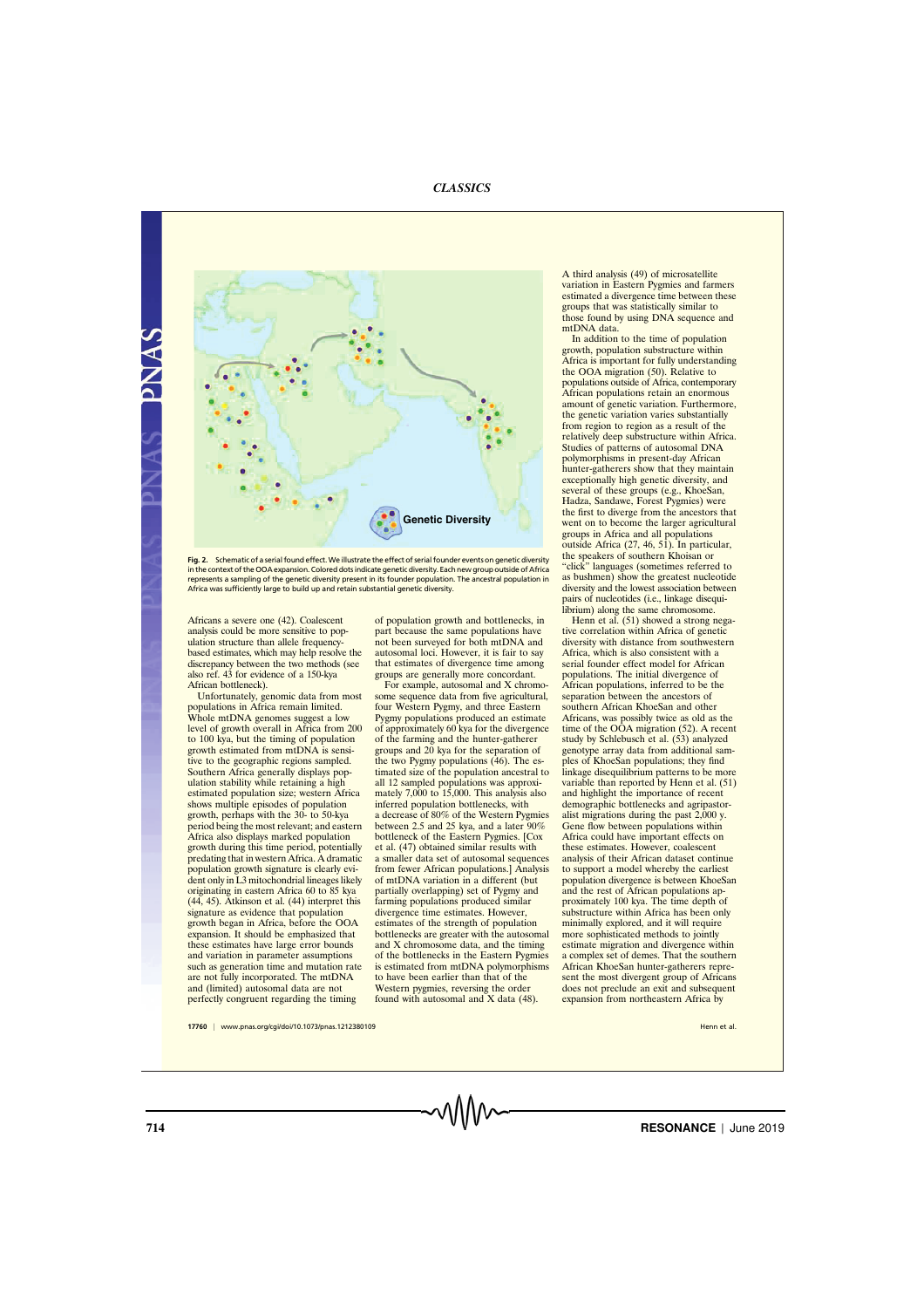**Fig. 2.** Schematic of a serial found effect. We illustrate the effect of serial founder events on genetic diversity in the context of the OOA expansion. Colored dots indicate genetic diversity. Each new group outside of Africa represents a sampling of the genetic diversity present in its founder population. The ancestral population in Africa was sufficiently large to build up and retain substantial genetic diversity.

Africans a severe one (42). Coalescent analysis could be more sensitive to population structure than allele frequency-based estimates, which may help resolve the discrepancy between the two methods (see also ref. 43 for evidence of a 150-kya African bottleneck).

Unfortunately, genomic data from most populations in Africa remain limited. Whole mtDNA genomes suggest a low level of growth overall in Africa from 200 to 100 kya, but the timing of population growth estimated from mtDNA is sensitive to the geographic regions sampled. Southern Africa generally displays population stability while retaining a high estimated population size; western Africa shows multiple episodes of population growth, perhaps with the 30- to 50-kya period being the most relevant; and eastern Africa also displays marked population growth during this time period, potentially predating that in western Africa. A dramatic population growth signature is clearly evident only in L3 mitochondrial lineages likely originating in eastern Africa 60 to 85 kya (44, 45). Atkinson et al. (44) interpret this signature as evidence that population growth began in Africa, before the OOA expansion. It should be emphasized that these estimates have large error bounds and variation in parameter assumptions such as generation time and mutation rate are not fully incorporated. The mtDNA and (limited) autosomal data are not perfectly congruent regarding the timing of population growth and bottlenecks, in part because the same populations have not been surveyed for both mtDNA and autosomal loci. However, it is fair to say that estimates of divergence time among groups are generally more concordant.

For example, autosomal and X chromosome sequence data from five agricultural, four Western Pygmy, and three Eastern Pygmy populations produced an estimate of approximately 60 kya for the divergence of the farming and the hunter-gatherer groups and 20 kya for the separation of the two Pygmy populations (46). The estimated size of the population ancestral to all 12 sampled populations was approximately 7,000 to 15,000. This analysis also inferred population bottlenecks, with a decrease of 80% of the Western Pygmies between 2.5 and 25 kya, and a later 90% bottleneck of the Eastern Pygmies. [Cox et al. (47) obtained similar results with a smaller data set of autosomal sequences from fewer African populations.] Analysis of mtDNA variation in a different (but partially overlapping) set of Pygmy and farming populations produced similar divergence time estimates. However, estimates of the strength of population bottlenecks are greater with the autosomal and X chromosome data, and the timing of the bottlenecks in the Eastern Pygmies is estimated from mtDNA polymorphisms to have been earlier than that of the Western pygmies, reversing the order found with autosomal and X data (48). A third analysis (49) of microsatellite variation in Eastern Pygmies and farmers estimated a divergence time between these groups that was statistically similar to those found by using DNA sequence and mtDNA data.

In addition to the time of population growth, population substructure within Africa is important for fully understanding the OOA migration (50). Relative to populations outside of Africa, contemporary African populations retain an enormous amount of genetic variation. Furthermore, the genetic variation varies substantially from region to region as a result of the relatively deep substructure within Africa. Studies of patterns of autosomal DNA polymorphisms in present-day African hunter-gatherers show that they maintain exceptionally high genetic diversity, and several of these groups (e.g., KhoeSan, Hadza, Sandawe, Forest Pygmies) were the first to diverge from the ancestors that went on to become the larger agricultural groups in Africa and all populations outside Africa (27, 46, 51). In particular, the speakers of southern Khoisan or "click" languages (sometimes referred to as bushmen) show the greatest nucleotide diversity and the lowest association between pairs of nucleotides (i.e., linkage disequilibrium) along the same chromosome.

Henn et al. (51) showed a strong negative correlation within Africa of genetic diversity with distance from southwestern Africa, which is also consistent with a serial founder effect model for African populations. The initial divergence of African populations, inferred to be the separation between the ancestors of southern African KhoeSan and other Africans, was possibly twice as old as the time of the OOA migration (52). A recent study by Schlebusch et al. (53) analyzed genotype array data from additional samples of KhoeSan populations; they find linkage disequilibrium patterns to be more variable than reported by Henn et al. (51) and highlight the importance of recent demographic bottlenecks and agripastoralist migrations during the past 2,000 y. Gene flow between populations within Africa could have important effects on these estimates. However, coalescent analysis of their African dataset continue to support a model whereby the earliest population divergence is between KhoeSan and the rest of African populations approximately 100 kya. The time depth of substructure within Africa has been only minimally explored, and it will require more sophisticated methods to jointly estimate migration and divergence within a complex set of demes. That the southern African KhoeSan hunter-gatherers represent the most divergent group of Africans does not preclude an exit and subsequent expansion from northeastern Africa by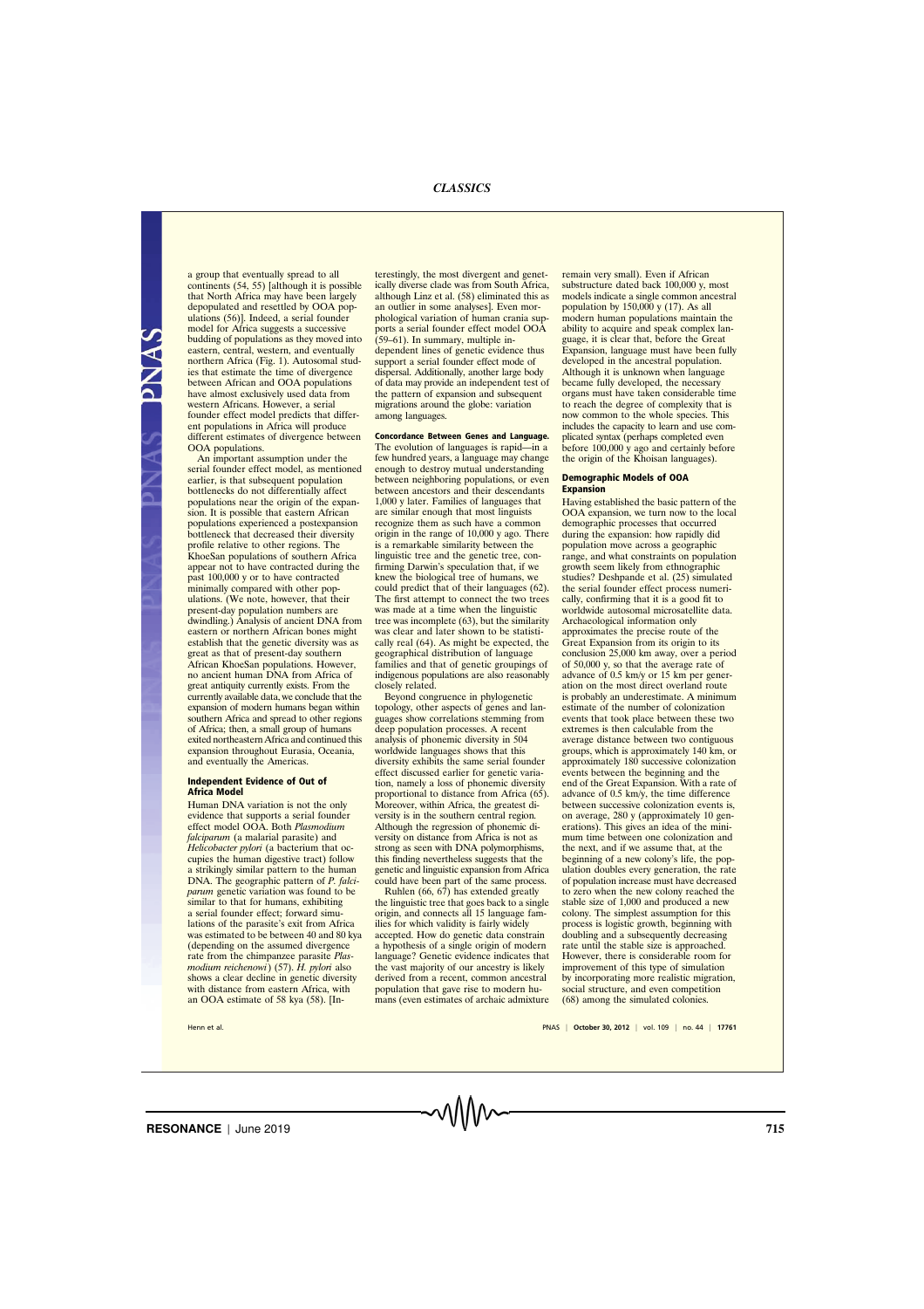a group that eventually spread to all continents (54, 55) [although it is possible that North Africa may have been largely depopulated and resettled by OOA populations (56)]. Indeed, a serial founder model for Africa suggests a successive budding of populations as they moved into eastern, central, western, and eventually northern Africa (Fig. 1). Autosomal studies that estimate the time of divergence between African and OOA populations have almost exclusively used data from western Africans. However, a serial founder effect model predicts that different populations in Africa will produce different estimates of divergence between OOA populations.

An important assumption under the serial founder effect model, as mentioned earlier, is that subsequent population bottlenecks do not differentially affect populations near the origin of the expansion. It is possible that eastern African populations experienced a postexpansion bottleneck that decreased their diversity profile relative to other regions. The KhoeSan populations of southern Africa appear not to have contracted during the past 100,000 y or to have contracted minimally compared with other populations. (We note, however, that their present-day population numbers are dwindling.) Analysis of ancient DNA from eastern or northern African bones might establish that the genetic diversity was as great as that of present-day southern African KhoeSan populations. However, no ancient human DNA from Africa of great antiquity currently exists. From the currently available data, we conclude that the expansion of modern humans began within southern Africa and spread to other regions of Africa; then, a small group of humans exited northeastern Africa and continued this expansion throughout Eurasia, Oceania, and eventually the Americas.

## Independent Evidence of Out of Africa Model

Human DNA variation is not the only evidence that supports a serial founder effect model OOA. Both *Plasmodium falciparum* (a malarial parasite) and *Helicobacter pylori* (a bacterium that occupies the human digestive tract) follow a strikingly similar pattern to the human DNA. The geographic pattern of *P. falciparum* genetic variation was found to be similar to that for humans, exhibiting a serial founder effect; forward simulations of the parasite's exit from Africa was estimated to be between 40 and 80 kya (depending on the assumed divergence rate from the chimpanzee parasite *Plasmodium reichenowi*) (57). *H. pylori* also shows a clear decline in genetic diversity with distance from eastern Africa, with an OOA estimate of 58 kya (58). [Interestingly, the most divergent and genetically diverse clade was from South Africa, although Linz et al. (58) eliminated this as an outlier in some analyses]. Even morphological variation of human crania supports a serial founder effect model OOA (59–61). In summary, multiple independent lines of genetic evidence thus support a serial founder effect mode of dispersal. Additionally, another large body of data may provide an independent test of the pattern of expansion and subsequent migrations around the globe: variation among languages.

**Concordance Between Genes and Language.** The evolution of languages is rapid—in a few hundred years, a language may change enough to destroy mutual understanding between neighboring populations, or even between ancestors and their descendants 1,000 y later. Families of languages that are similar enough that most linguists recognize them as such have a common origin in the range of 10,000 y ago. There is a remarkable similarity between the linguistic tree and the genetic tree, confirming Darwin's speculation that, if we knew the biological tree of humans, we could predict that of their languages (62). The first attempt to connect the two trees was made at a time when the linguistic tree was incomplete (63), but the similarity was clear and later shown to be statistically real (64). As might be expected, the geographical distribution of language families and that of genetic groupings of indigenous populations are also reasonably closely related.

Beyond congruence in phylogenetic topology, other aspects of genes and languages show correlations stemming from deep population processes. A recent analysis of phonemic diversity in 504 worldwide languages shows that this diversity exhibits the same serial founder effect discussed earlier for genetic variation, namely a loss of phonemic diversity proportional to distance from Africa (65). Moreover, within Africa, the greatest diversity is in the southern central region. Although the regression of phonemic diversity on distance from Africa is not as strong as seen with DNA polymorphisms, this finding nevertheless suggests that the genetic and linguistic expansion from Africa could have been part of the same process.

Ruhlen (66, 67) has extended greatly the linguistic tree that goes back to a single origin, and connects all 15 language families for which validity is fairly widely accepted. How do genetic data constrain a hypothesis of a single origin of modern language? Genetic evidence indicates that the vast majority of our ancestry is likely derived from a recent, common ancestral population that gave rise to modern humans (even estimates of archaic admixture remain very small). Even if African substructure dated back 100,000 y, most models indicate a single common ancestral population by 150,000 y (17). As all modern human populations maintain the ability to acquire and speak complex language, it is clear that, before the Great Expansion, language must have been fully developed in the ancestral population. Although it is unknown when language became fully developed, the necessary organs must have taken considerable time to reach the degree of complexity that is now common to the whole species. This includes the capacity to learn and use complicated syntax (perhaps completed even before 100,000 y ago and certainly before the origin of the Khoisan languages).

## Demographic Models of OOA Expansion

Having established the basic pattern of the OOA expansion, we turn now to the local demographic processes that occurred during the expansion: how rapidly did population move across a geographic range, and what constraints on population growth seem likely from ethnographic studies? Deshpande et al. (25) simulated the serial founder effect process numerically, confirming that it is a good fit to worldwide autosomal microsatellite data. Archaeological information only approximates the precise route of the Great Expansion from its origin to its conclusion 25,000 km away, over a period of 50,000 y, so that the average rate of advance of 0.5 km/y or 15 km per generation on the most direct overland route is probably an underestimate. A minimum estimate of the number of colonization events that took place between these two extremes is then calculable from the average distance between two contiguous groups, which is approximately 140 km, or approximately 180 successive colonization events between the beginning and the end of the Great Expansion. With a rate of advance of 0.5 km/y, the time difference between successive colonization events is, on average, 280 y (approximately 10 generations). This gives an idea of the minimum time between one colonization and the next, and if we assume that, at the beginning of a new colony's life, the population doubles every generation, the rate of population increase must have decreased to zero when the new colony reached the stable size of 1,000 and produced a new colony. The simplest assumption for this process is logistic growth, beginning with doubling and a subsequently decreasing rate until the stable size is approached. However, there is considerable room for improvement of this type of simulation by incorporating more realistic migration, social structure, and even competition (68) among the simulated colonies.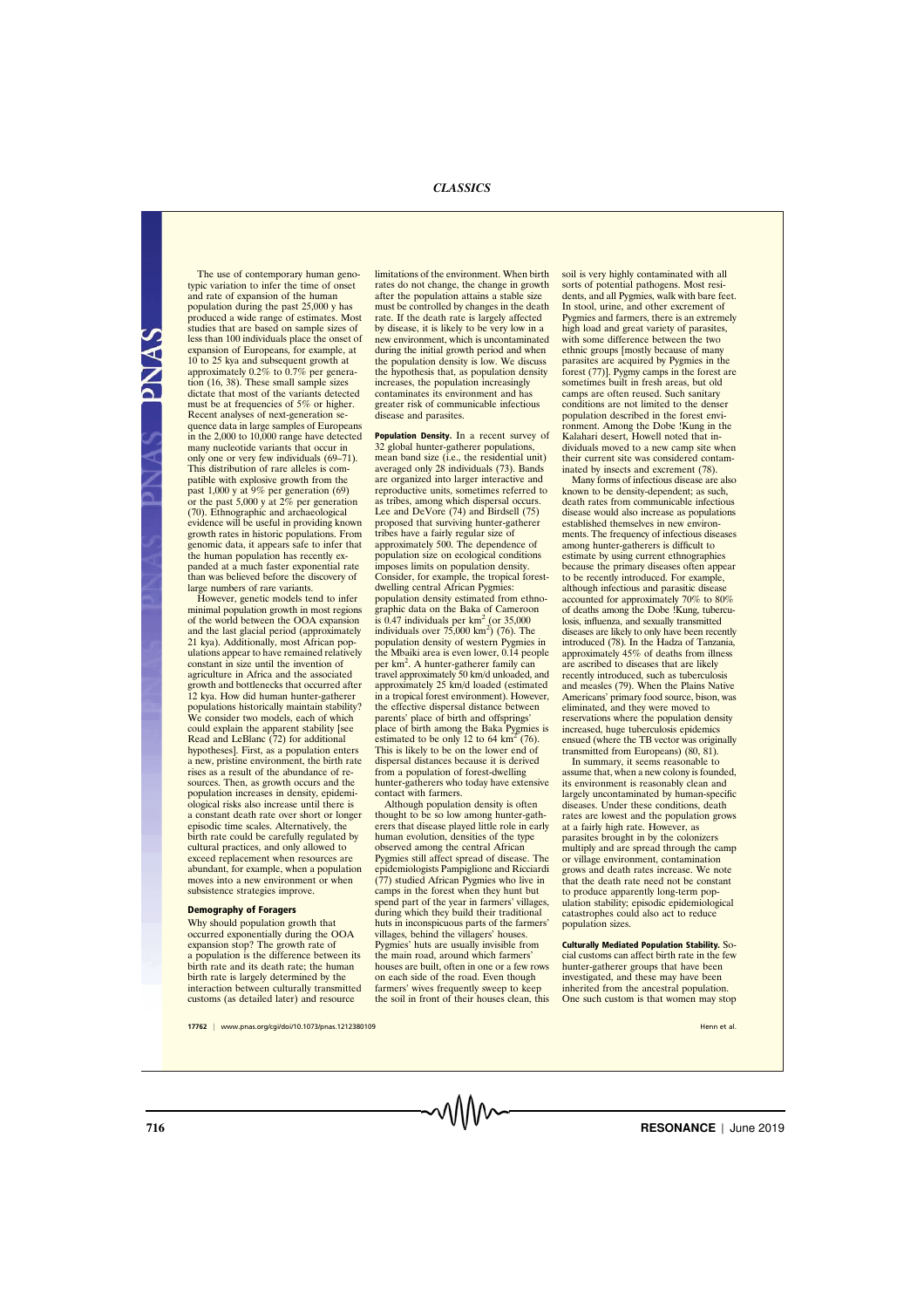The use of contemporary human genotypic variation to infer the time of onset and rate of expansion of the human population during the past 25,000 y has produced a wide range of estimates. Most studies that are based on sample sizes of less than 100 individuals place the onset of expansion of Europeans, for example, at 10 to 25 kya and subsequent growth at approximately 0.2% to 0.7% per generation (16, 38). These small sample sizes dictate that most of the variants detected must be at frequencies of 5% or higher. Recent analyses of next-generation sequence data in large samples of Europeans in the 2,000 to 10,000 range have detected many nucleotide variants that occur in only one or very few individuals (69–71). This distribution of rare alleles is compatible with explosive growth from the past 1,000 y at 9% per generation (69) or the past 5,000 y at 2% per generation (70). Ethnographic and archaeological evidence will be useful in providing known growth rates in historic populations. From genomic data, it appears safe to infer that the human population has recently expanded at a much faster exponential rate than was believed before the discovery of large numbers of rare variants.

However, genetic models tend to infer minimal population growth in most regions of the world between the OOA expansion and the last glacial period (approximately 21 kya). Additionally, most African populations appear to have remained relatively constant in size until the invention of agriculture in Africa and the associated growth and bottlenecks that occurred after 12 kya. How did human hunter-gatherer populations historically maintain stability? We consider two models, each of which could explain the apparent stability [see Read and LeBlanc (72) for additional hypotheses]. First, as a population enters a new, pristine environment, the birth rate rises as a result of the abundance of resources. Then, as growth occurs and the population increases in density, epidemiological risks also increase until there is a constant death rate over short or longer episodic time scales. Alternatively, the birth rate could be carefully regulated by cultural practices, and only allowed to exceed replacement when resources are abundant, for example, when a population moves into a new environment or when subsistence strategies improve.

## Demography of Foragers

Why should population growth that occurred exponentially during the OOA expansion stop? The growth rate of a population is the difference between its birth rate and its death rate; the human birth rate is largely determined by the interaction between culturally transmitted customs (as detailed later) and resource limitations of the environment. When birth rates do not change, the change in growth after the population attains a stable size must be controlled by changes in the death rate. If the death rate is largely affected by disease, it is likely to be very low in a new environment, which is uncontaminated during the initial growth period and when the population density is low. We discuss the hypothesis that, as population density increases, the population increasingly contaminates its environment and has greater risk of communicable infectious disease and parasites.

**Population Density.** In a recent survey of 32 global hunter-gatherer populations, mean band size (i.e., the residential unit) averaged only 28 individuals (73). Bands are organized into larger interactive and reproductive units, sometimes referred to as tribes, among which dispersal occurs. Lee and DeVore (74) and Birdsell (75) proposed that surviving hunter-gatherer tribes have a fairly regular size of approximately 500. The dependence of population size on ecological conditions imposes limits on population density. Consider, for example, the tropical forest-dwelling central African Pygmies: population density estimated from ethnographic data on the Baka of Cameroon is 0.47 individuals per km$^2$ (or 35,000 individuals over 75,000 km$^2$) (76). The population density of western Pygmies in the Mbaiki area is even lower, 0.14 people per km$^2$. A hunter-gatherer family can travel approximately 50 km/d unloaded, and approximately 25 km/d loaded (estimated in a tropical forest environment). However, the effective dispersal distance between parents' place of birth and offsprings' place of birth among the Baka Pygmies is estimated to be only 12 to 64 km$^2$ (76). This is likely to be on the lower end of dispersal distances because it is derived from a population of forest-dwelling hunter-gatherers who today have extensive contact with farmers.

Although population density is often thought to be so low among hunter-gatherers that disease played little role in early human evolution, densities of the type observed among the central African Pygmies still affect spread of disease. The epidemiologists Pampiglione and Ricciardi (77) studied African Pygmies who live in camps in the forest when they hunt but spend part of the year in farmers' villages, during which they build their traditional huts in inconspicuous parts of the farmers' villages, behind the villagers' houses. Pygmies' huts are usually invisible from the main road, around which farmers' houses are built, often in one or a few rows on each side of the road. Even though farmers' wives frequently sweep to keep the soil in front of their houses clean, this soil is very highly contaminated with all sorts of potential pathogens. Most residents, and all Pygmies, walk with bare feet. In stool, urine, and other excrement of Pygmies and farmers, there is an extremely high load and great variety of parasites, with some difference between the two ethnic groups [mostly because of many parasites are acquired by Pygmies in the forest (77)]. Pygmy camps in the forest are sometimes built in fresh areas, but old camps are often reused. Such sanitary conditions are not limited to the denser population described in the forest environment. Among the Dobe !Kung in the Kalahari desert, Howell noted that individuals moved to a new camp site when their current site was considered contaminated by insects and excrement (78).

Many forms of infectious disease are also known to be density-dependent; as such, death rates from communicable infectious disease would also increase as populations established themselves in new environments. The frequency of infectious diseases among hunter-gatherers is difficult to estimate by using current ethnographies because the primary diseases often appear to be recently introduced. For example, although infectious and parasitic disease accounted for approximately 70% to 80% of deaths among the Dobe !Kung, tuberculosis, influenza, and sexually transmitted diseases are likely to only have been recently introduced (78). In the Hadza of Tanzania, approximately 45% of deaths from illness are ascribed to diseases that are likely recently introduced, such as tuberculosis and measles (79). When the Plains Native Americans' primary food source, bison, was eliminated, and they were moved to reservations where the population density increased, huge tuberculosis epidemics ensued (where the TB vector was originally transmitted from Europeans) (80, 81).

In summary, it seems reasonable to assume that, when a new colony is founded, its environment is reasonably clean and largely uncontaminated by human-specific diseases. Under these conditions, death rates are lowest and the population grows at a fairly high rate. However, as parasites brought in by the colonizers multiply and are spread through the camp or village environment, contamination grows and death rates increase. We note that the death rate need not be constant to produce apparently long-term population stability; episodic epidemiological catastrophes could also act to reduce population sizes.

**Culturally Mediated Population Stability.** Social customs can affect birth rate in the few hunter-gatherer groups that have been investigated, and these may have been inherited from the ancestral population. One such custom is that women may stop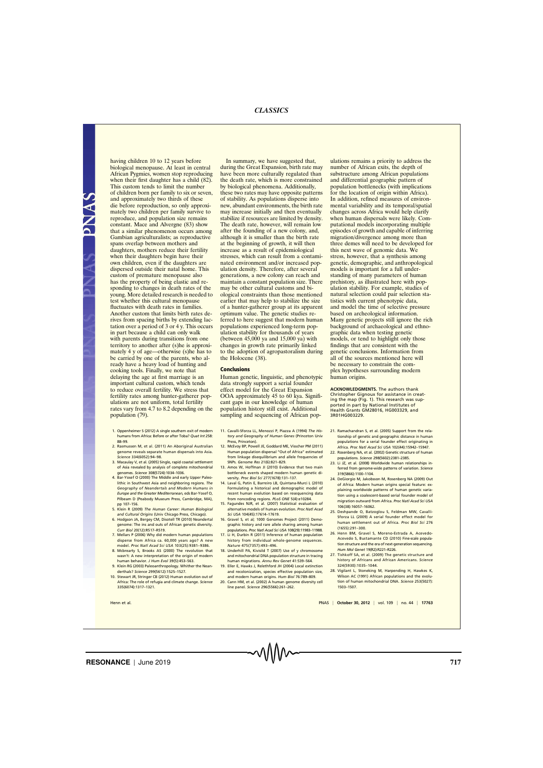having children 10 to 12 years before biological menopause. At least in central African Pygmies, women stop reproducing when their first daughter has a child (82). This custom tends to limit the number of children born per family to six or seven, and approximately two thirds of these die before reproduction, so only approximately two children per family survive to reproduce, and population size remains constant. Mace and Alvergne (83) show that a similar phenomenon occurs among Gambian agriculturalists; as reproductive spans overlap between mothers and daughters, mothers reduce their fertility when their daughters begin have their own children, even if the daughters are dispersed outside their natal home. This custom of premature menopause also has the property of being elastic and responding to changes in death rates of the young. More detailed research is needed to test whether this cultural menopause fluctuates with death rates in families. Another custom that limits birth rates derives from spacing births by extending lactation over a period of 3 or 4 y. This occurs in part because a child can only walk with parents during transitions from one territory to another after (s)he is approximately 4 y of age—otherwise (s)he has to be carried by one of the parents, who already have a heavy load of hunting and cooking tools. Finally, we note that delaying the age at first marriage is an important cultural custom, which tends to reduce overall fertility. We stress that fertility rates among hunter-gatherer populations are not uniform, total fertility rates vary from 4.7 to 8.2 depending on the population (79).

In summary, we have suggested that, during the Great Expansion, birth rate may have been more culturally regulated than the death rate, which is more constrained by biological phenomena. Additionally, these two rates may have opposite patterns of stability. As populations disperse into new, abundant environments, the birth rate may increase initially and then eventually stabilize if resources are limited by density. The death rate, however, will remain low after the founding of a new colony, and, although it is smaller than the birth rate at the beginning of growth, it will then increase as a result of epidemiological stresses, which can result from a contaminated environment and/or increased population density. Therefore, after several generations, a new colony can reach and maintain a constant population size. There may be other cultural customs and biological constraints than those mentioned earlier that may help to stabilize the size of a hunter-gatherer group at its apparent optimum value. The genetic studies referred to here suggest that modern human populations experienced long-term population stability for thousands of years (between 45,000 ya and 15,000 ya) with changes in growth rate primarily linked to the adoption of agropastoralism during the Holocene (38).

## Conclusions

Human genetic, linguistic, and phenotypic data strongly support a serial founder effect model for the Great Expansion OOA approximately 45 to 60 kya. Significant gaps in our knowledge of human population history still exist. Additional sampling and sequencing of African populations remains a priority to address the number of African exits, the depth of substructure among African populations and differential geographic pattern of population bottlenecks (with implications for the location of origin within Africa). In addition, refined measures of environmental variability and its temporal/spatial changes across Africa would help clarify when human dispersals were likely. Computational models incorporating multiple episodes of growth and capable of inferring migration/divergence among more than three demes will need to be developed for this next wave of genomic data. We stress, however, that a synthesis among genetic, demographic, and anthropological models is important for a full understanding of many parameters of human prehistory, as illustrated here with population stability. For example, studies of natural selection could pair selection statistics with current phenotypic data, and model the time of selective pressure based on archeological information. Many genetic projects still ignore the rich background of archaeological and ethnographic data when testing genetic models, or tend to highlight only those findings that are consistent with the genetic conclusions. Information from all of the sources mentioned here will be necessary to constrain the complex hypotheses surrounding modern human origins.

**ACKNOWLEDGMENTS.** The authors thank Christopher Gignoux for assistance in creating the map (Fig. 1). This research was supported in part by National Institutes of Health Grants GM28016, HG003329, and 3R01HG003229.

1. Oppenheimer S (2012) A single southern exit of modern humans from Africa: Before or after Toba? *Quat Int* 258: 88–99.
2. Rasmussen M, et al. (2011) An Aboriginal Australian genome reveals separate human dispersals into Asia. *Science* 334(6052):94–98.
3. Macaulay V, et al. (2005) Single, rapid coastal settlement of Asia revealed by analysis of complete mitochondrial genomes. *Science* 308(5724):1034–1036.
4. Bar-Yosef O (2000) The Middle and early Upper Paleolithic in Southwest Asia and neighboring regions. *The Geography of Neandertals and Modern Humans in Europe and the Greater Mediterranean*, eds Bar-Yosef O, Pilbeam D (Peabody Museum Press, Cambridge, MA), pp 107–156.
5. Klein R (2009) *The Human Career: Human Biological and Cultural Origins* (Univ Chicago Press, Chicago).
6. Hodgson JA, Bergey CM, Disotell TR (2010) Neandertal genome: The ins and outs of African genetic diversity. *Curr Biol* 20(12):R517–R519.
7. Mellars P (2006) Why did modern human populations disperse from Africa ca. 60,000 years ago? A new model. *Proc Natl Acad Sci USA* 103(25):9381–9386.
8. Mcbrearty S, Brooks AS (2000) The revolution that wasn't: A new interpretation of the origin of modern human behavior. *J Hum Evol* 39(5):453–563.
9. Klein RG (2003) Paleoanthropology. Whither the Neanderthals? *Science* 299(5612):1525–1527.
10. Stewart JR, Stringer CB (2012) Human evolution out of Africa: The role of refugia and climate change. *Science* 335(6074):1317–1321.
11. Cavalli-Sforza LL, Menozzi P, Piazza A (1994) *The History and Geography of Human Genes* (Princeton Univ Press, Princeton).
12. McEvoy BP, Powell JE, Goddard ME, Visscher PM (2011) Human population dispersal "Out of Africa" estimated from linkage disequilibrium and allele frequencies of SNPs. *Genome Res* 21(6):821–829.
13. Amos W, Hoffman JI (2010) Evidence that two main bottleneck events shaped modern human genetic diversity. *Proc Biol Sci* 277(1678):131–137.
14. Laval G, Patin E, Barreiro LB, Quintana-Murci L (2010) Formulating a historical and demographic model of recent human evolution based on resequencing data from noncoding regions. *PLoS ONE* 5(4):e10284.
15. Fagundes NJR, et al. (2007) Statistical evaluation of alternative models of human evolution. *Proc Natl Acad Sci USA* 104(45):17614–17619.
16. Gravel S, et al; 1000 Genomes Project (2011) Demographic history and rare allele sharing among human populations. *Proc Natl Acad Sci USA* 108(29):11983–11988.
17. Li H, Durbin R (2011) Inference of human population history from individual whole-genome sequences. *Nature* 475(7357):493–496.
18. Underhill PA, Kivisild T (2007) Use of y chromosome and mitochondrial DNA population structure in tracing human migrations. *Annu Rev Genet* 41:539–564.
19. Eller E, Hawks J, Relethford JH (2004) Local extinction and recolonization, species effective population size, and modern human origins. *Hum Biol* 76:789–809.
20. Cann HM, et al. (2002) A human genome diversity cell line panel. *Science* 296(5566):261–262.
21. Ramachandran S, et al. (2005) Support from the relationship of genetic and geographic distance in human populations for a serial founder effect originating in Africa. *Proc Natl Acad Sci USA* 102(44):15942–15947.
22. Rosenberg NA, et al. (2002) Genetic structure of human populations. *Science* 298(5602):2381–2385.
23. Li JZ, et al. (2008) Worldwide human relationships inferred from genome-wide patterns of variation. *Science* 319(5866):1100–1104.
24. DeGiorgio M, Jakobsson M, Rosenberg NA (2009) Out of Africa: Modern human origins special feature: explaining worldwide patterns of human genetic variation using a coalescent-based serial founder model of migration outward from Africa. *Proc Natl Acad Sci USA* 106(38):16057–16062.
25. Deshpande O, Batzoglou S, Feldman MW, Cavalli-Sforza LL (2009) A serial founder effect model for human settlement out of Africa. *Proc Biol Sci* 276 (1655):291–300.
26. Henn BM, Gravel S, Moreno-Estrada A, Acevedo-Acevedo S, Bustamante CD (2010) Fine-scale population structure and the era of next-generation sequencing. *Hum Mol Genet* 19(R2):R221–R226.
27. Tishkoff SA, et al. (2009) The genetic structure and history of Africans and African Americans. *Science* 324(5930):1035–1044.
28. Vigilant L, Stoneking M, Harpending H, Hawkes K, Wilson AC (1991) African populations and the evolution of human mitochondrial DNA. *Science* 253(5027): 1503–1507.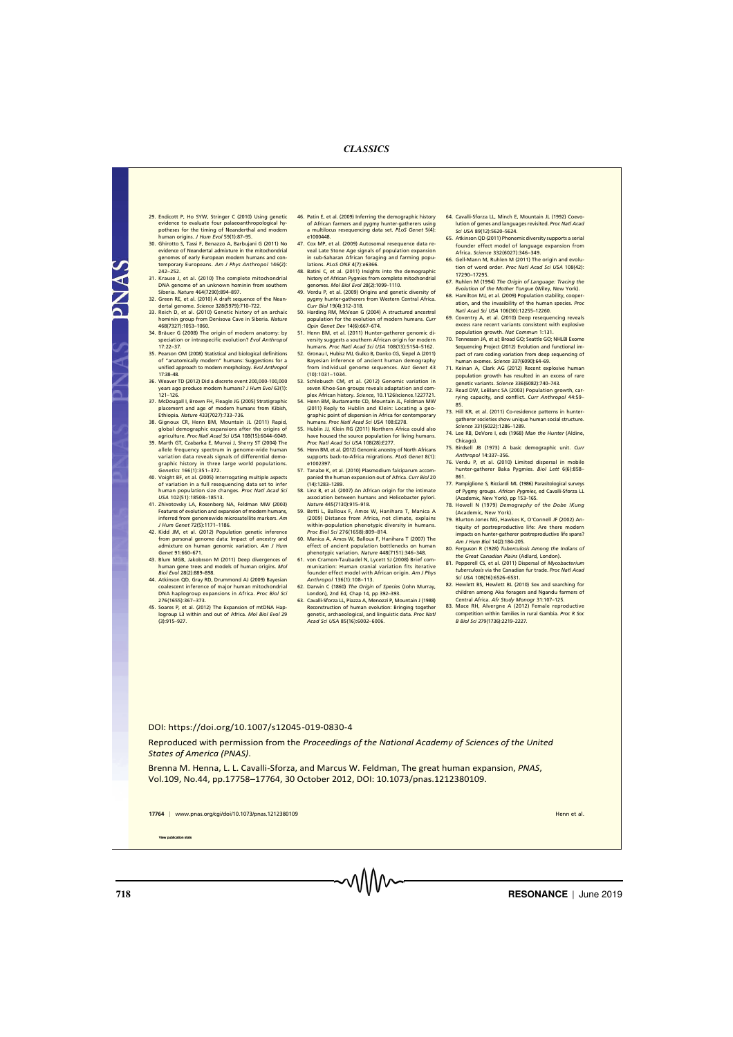29. Endicott P, Ho SYW, Stringer C (2010) Using genetic evidence to evaluate four palaeoanthropological hypotheses for the timing of Neanderthal and modern human origins. *J Hum Evol* 59(1):87–95.
30. Ghirotto S, Tassi F, Benazzo A, Barbujani G (2011) No evidence of Neandertal admixture in the mitochondrial genomes of early European modern humans and contemporary Europeans. *Am J Phys Anthropol* 146(2): 242–252.
31. Krause J, et al. (2010) The complete mitochondrial DNA genome of an unknown hominin from southern Siberia. *Nature* 464(7290):894–897.
32. Green RE, et al. (2010) A draft sequence of the Neandertal genome. *Science* 328(5979):710–722.
33. Reich D, et al. (2010) Genetic history of an archaic hominin group from Denisova Cave in Siberia. *Nature* 468(7327):1053–1060.
34. Bräuer G (2008) The origin of modern anatomy: by speciation or intraspecific evolution? *Evol Anthropol* 17:22–37.
35. Pearson OM (2008) Statistical and biological definitions of "anatomically modern" humans: Suggestions for a unified approach to modern morphology. *Evol Anthropol* 17:38–48.
36. Weaver TD (2012) Did a discrete event 200,000-100,000 years ago produce modern humans? *J Hum Evol* 63(1): 121–126.
37. McDougall I, Brown FH, Fleagle JG (2005) Stratigraphic placement and age of modern humans from Kibish, Ethiopia. *Nature* 433(7027):733–736.
38. Gignoux CR, Henn BM, Mountain JL (2011) Rapid, global demographic expansions after the origins of agriculture. *Proc Natl Acad Sci USA* 108(15):6044–6049.
39. Marth GT, Czabarka E, Murvai J, Sherry ST (2004) The allele frequency spectrum in genome-wide human variation data reveals signals of differential demographic history in three large world populations. *Genetics* 166(1):351–372.
40. Voight BF, et al. (2005) Interrogating multiple aspects of variation in a full resequencing data set to infer human population size changes. *Proc Natl Acad Sci USA* 102(51):18508–18513.
41. Zhivotovsky LA, Rosenberg NA, Feldman MW (2003) Features of evolution and expansion of modern humans, inferred from genomewide microsatellite markers. *Am J Hum Genet* 72(5):1171–1186.
42. Kidd JM, et al. (2012) Population genetic inference from personal genome data: Impact of ancestry and admixture on human genomic variation. *Am J Hum Genet* 91:660–671.
43. Blum MGB, Jakobsson M (2011) Deep divergences of human gene trees and models of human origins. *Mol Biol Evol* 28(2):889–898.
44. Atkinson QD, Gray RD, Drummond AJ (2009) Bayesian coalescent inference of major human mitochondrial DNA haplogroup expansions in Africa. *Proc Biol Sci* 276(1655):367–373.
45. Soares P, et al. (2012) The Expansion of mtDNA Haplogroup L3 within and out of Africa. *Mol Biol Evol* 29 (3):915–927.
46. Patin E, et al. (2009) Inferring the demographic history of African farmers and pygmy hunter-gatherers using a multilocus resequencing data set. *PLoS Genet* 5(4): e1000448.
47. Cox MP, et al. (2009) Autosomal resequence data reveal Late Stone Age signals of population expansion in sub-Saharan African foraging and farming populations. *PLoS ONE* 4(7):e6366.
48. Batini C, et al. (2011) Insights into the demographic history of African Pygmies from complete mitochondrial genomes. *Mol Biol Evol* 28(2):1099–1110.
49. Verdu P, et al. (2009) Origins and genetic diversity of pygmy hunter-gatherers from Western Central Africa. *Curr Biol* 19(4):312–318.
50. Harding RM, McVean G (2004) A structured ancestral population for the evolution of modern humans. *Curr Opin Genet Dev* 14(6):667–674.
51. Henn BM, et al. (2011) Hunter-gatherer genomic diversity suggests a southern African origin for modern humans. *Proc Natl Acad Sci USA* 108(13):5154–5162.
52. Gronau I, Hubisz MJ, Gulko B, Danko CG, Siepel A (2011) Bayesian inference of ancient human demography from individual genome sequences. *Nat Genet* 43 (10):1031–1034.
53. Schlebusch CM, et al. (2012) Genomic variation in seven Khoe-San groups reveals adaptation and complex African history. *Science*, 10.1126/science.1227721.
54. Henn BM, Bustamante CD, Mountain JL, Feldman MW (2011) Reply to Hublin and Klein: Locating a geographic point of dispersion in Africa for contemporary humans. *Proc Natl Acad Sci USA* 108:E278.
55. Hublin JJ, Klein RG (2011) Northern Africa could also have housed the source population for living humans. *Proc Natl Acad Sci USA* 108(28):E277.
56. Henn BM, et al. (2012) Genomic ancestry of North Africans supports back-to-Africa migrations. *PLoS Genet* 8(1): e1002397.
57. Tanabe K, et al. (2010) Plasmodium falciparum accompanied the human expansion out of Africa. *Curr Biol* 20 (14):1283–1289.
58. Linz B, et al. (2007) An African origin for the intimate association between humans and Helicobacter pylori. *Nature* 445(7130):915–918.
59. Betti L, Balloux F, Amos W, Hanihara T, Manica A (2009) Distance from Africa, not climate, explains within-population phenotypic diversity in humans. *Proc Biol Sci* 276(1658):809–814.
60. Manica A, Amos W, Balloux F, Hanihara T (2007) The effect of ancient population bottlenecks on human phenotypic variation. *Nature* 448(7151):346–348.
61. von Cramon-Taubadel N, Lycett SJ (2008) Brief communication: Human cranial variation fits iterative founder effect model with African origin. *Am J Phys Anthropol* 136(1):108–113.
62. Darwin C (1860) *The Origin of Species* (John Murray, London), 2nd Ed, Chap 14, pp 392–393.
63. Cavalli-Sforza LL, Piazza A, Menozzi P, Mountain J (1988) Reconstruction of human evolution: Bringing together genetic, archaeological, and linguistic data. *Proc Natl Acad Sci USA* 85(16):6002–6006.
64. Cavalli-Sforza LL, Minch E, Mountain JL (1992) Coevolution of genes and languages revisited. *Proc Natl Acad Sci USA* 89(12):5620–5624.
65. Atkinson QD (2011) Phonemic diversity supports a serial founder effect model of language expansion from Africa. *Science* 332(6027):346–349.
66. Gell-Mann M, Ruhlen M (2011) The origin and evolution of word order. *Proc Natl Acad Sci USA* 108(42): 17290–17295.
67. Ruhlen M (1994) *The Origin of Language: Tracing the Evolution of the Mother Tongue* (Wiley, New York).
68. Hamilton MJ, et al. (2009) Population stability, cooperation, and the invasibility of the human species. *Proc Natl Acad Sci USA* 106(30):12255–12260.
69. Coventry A, et al. (2010) Deep resequencing reveals excess rare recent variants consistent with explosive population growth. *Nat Commun* 1:131.
70. Tennessen JA, et al; Broad GO; Seattle GO; NHLBI Exome Sequencing Project (2012) Evolution and functional impact of rare coding variation from deep sequencing of human exomes. *Science* 337(6090):64–69.
71. Keinan A, Clark AG (2012) Recent explosive human population growth has resulted in an excess of rare genetic variants. *Science* 336(6082):740–743.
72. Read DW, LeBlanc SA (2003) Population growth, carrying capacity, and conflict. *Curr Anthropol* 44:59–85.
73. Hill KR, et al. (2011) Co-residence patterns in hunter-gatherer societies show unique human social structure. *Science* 331(6022):1286–1289.
74. Lee RB, DeVore I, eds (1968) *Man the Hunter* (Aldine, Chicago).
75. Birdsell JB (1973) A basic demographic unit. *Curr Anthropol* 14:337–356.
76. Verdu P, et al. (2010) Limited dispersal in mobile hunter-gatherer Baka Pygmies. *Biol Lett* 6(6):858–861.
77. Pampiglione S, Ricciardi ML (1986) Parasitological surveys of Pygmy groups. *African Pygmies*, ed Cavalli-Sforza LL (Academic, New York), pp 153–165.
78. Howell N (1979) *Demography of the Dobe !Kung* (Academic, New York).
79. Blurton Jones NG, Hawkes K, O'Connell JF (2002) Antiquity of postreproductive life: Are there modern impacts on hunter-gatherer postreproductive life spans? *Am J Hum Biol* 14(2):184–205.
80. Ferguson R (1928) *Tuberculosis Among the Indians of the Great Canadian Plains* (Adlard, London).
81. Pepperell CS, et al. (2011) Dispersal of *Mycobacterium tuberculosis* via the Canadian fur trade. *Proc Natl Acad Sci USA* 108(16):6526–6531.
82. Hewlett BS, Hewlett BL (2010) Sex and searching for children among Aka foragers and Ngandu farmers of Central Africa. *Afr Study Monogr* 31:107–125.
83. Mace RH, Alvergne A (2012) Female reproductive competition within families in rural Gambia. *Proc R Soc B Biol Sci* 279(1736):2219–2227.

DOI: https://doi.org/10.1007/s12045-019-0830-4

Reproduced with permission from the *Proceedings of the National Academy of Sciences of the United States of America (PNAS)*.

Brenna M. Henna, L. L. Cavalli-Sforza, and Marcus W. Feldman, The great human expansion, *PNAS*, Vol.109, No.44, pp.17758–17764, 30 October 2012, DOI: 10.1073/pnas.1212380109.